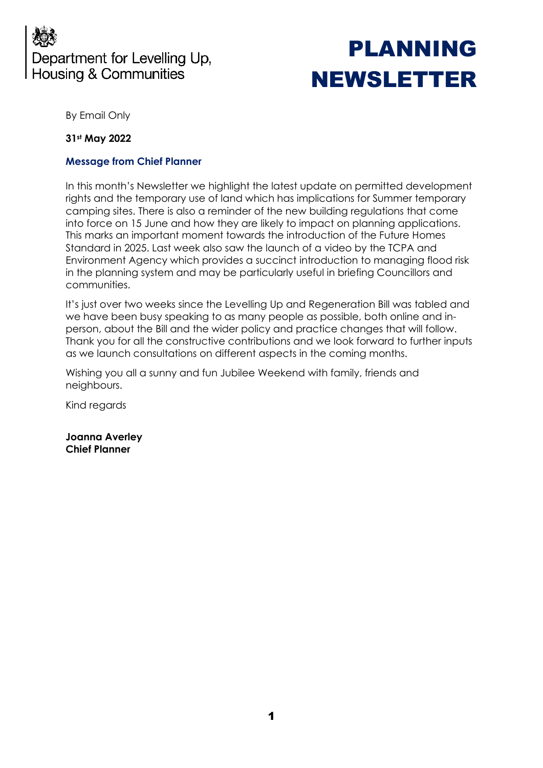Department for Levelling Up, Housing & Communities

# PLANNING NEWSLETTER

By Email Only

**31st May 2022**

## Message from Chief Planner

In this month's Newsletter we highlight the latest update on permitted development rights and the temporary use of land which has implications for Summer temporary camping sites. There is also a reminder of the new building regulations that come into force on 15 June and how they are likely to impact on planning applications. This marks an important moment towards the introduction of the Future Homes Standard in 2025. Last week also saw the launch of a video by the TCPA and Environment Agency which provides a succinct introduction to managing flood risk in the planning system and may be particularly useful in briefing Councillors and communities.

It's just over two weeks since the Levelling Up and Regeneration Bill was tabled and we have been busy speaking to as many people as possible, both online and in-person, about the Bill and the wider policy and practice changes that will follow. Thank you for all the constructive contributions and we look forward to further inputs as we launch consultations on different aspects in the coming months.

Wishing you all a sunny and fun Jubilee Weekend with family, friends and neighbours.

Kind regards

**Joanna Averley**
**Chief Planner**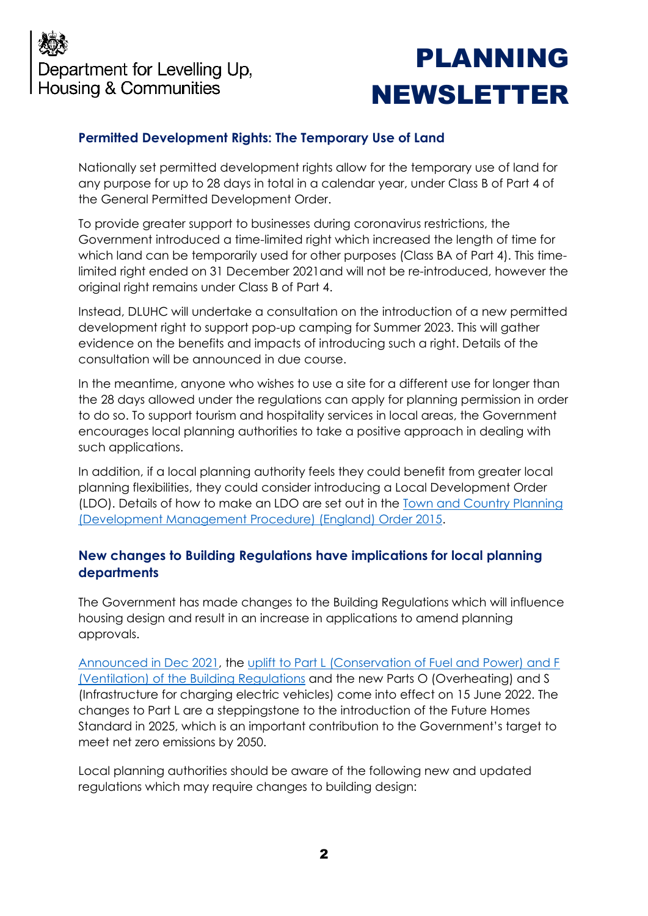## Permitted Development Rights: The Temporary Use of Land

Nationally set permitted development rights allow for the temporary use of land for any purpose for up to 28 days in total in a calendar year, under Class B of Part 4 of the General Permitted Development Order.

To provide greater support to businesses during coronavirus restrictions, the Government introduced a time-limited right which increased the length of time for which land can be temporarily used for other purposes (Class BA of Part 4). This time-limited right ended on 31 December 2021and will not be re-introduced, however the original right remains under Class B of Part 4.

Instead, DLUHC will undertake a consultation on the introduction of a new permitted development right to support pop-up camping for Summer 2023. This will gather evidence on the benefits and impacts of introducing such a right. Details of the consultation will be announced in due course.

In the meantime, anyone who wishes to use a site for a different use for longer than the 28 days allowed under the regulations can apply for planning permission in order to do so. To support tourism and hospitality services in local areas, the Government encourages local planning authorities to take a positive approach in dealing with such applications.

In addition, if a local planning authority feels they could benefit from greater local planning flexibilities, they could consider introducing a Local Development Order (LDO). Details of how to make an LDO are set out in the Town and Country Planning (Development Management Procedure) (England) Order 2015.

## New changes to Building Regulations have implications for local planning departments

The Government has made changes to the Building Regulations which will influence housing design and result in an increase in applications to amend planning approvals.

Announced in Dec 2021, the uplift to Part L (Conservation of Fuel and Power) and F (Ventilation) of the Building Regulations and the new Parts O (Overheating) and S (Infrastructure for charging electric vehicles) come into effect on 15 June 2022. The changes to Part L are a steppingstone to the introduction of the Future Homes Standard in 2025, which is an important contribution to the Government's target to meet net zero emissions by 2050.

Local planning authorities should be aware of the following new and updated regulations which may require changes to building design: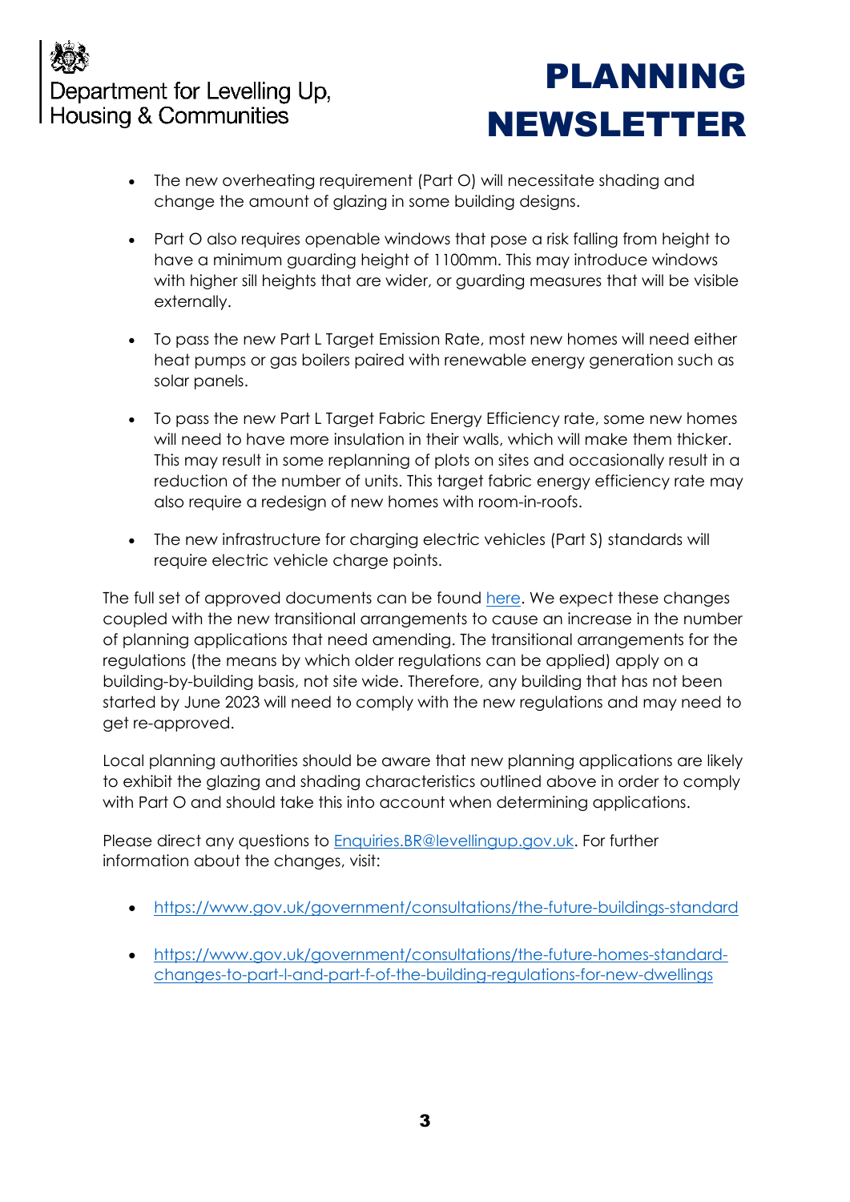- The new overheating requirement (Part O) will necessitate shading and change the amount of glazing in some building designs.

- Part O also requires openable windows that pose a risk falling from height to have a minimum guarding height of 1100mm. This may introduce windows with higher sill heights that are wider, or guarding measures that will be visible externally.

- To pass the new Part L Target Emission Rate, most new homes will need either heat pumps or gas boilers paired with renewable energy generation such as solar panels.

- To pass the new Part L Target Fabric Energy Efficiency rate, some new homes will need to have more insulation in their walls, which will make them thicker. This may result in some replanning of plots on sites and occasionally result in a reduction of the number of units. This target fabric energy efficiency rate may also require a redesign of new homes with room-in-roofs.

- The new infrastructure for charging electric vehicles (Part S) standards will require electric vehicle charge points.

The full set of approved documents can be found [here](). We expect these changes coupled with the new transitional arrangements to cause an increase in the number of planning applications that need amending. The transitional arrangements for the regulations (the means by which older regulations can be applied) apply on a building-by-building basis, not site wide. Therefore, any building that has not been started by June 2023 will need to comply with the new regulations and may need to get re-approved.

Local planning authorities should be aware that new planning applications are likely to exhibit the glazing and shading characteristics outlined above in order to comply with Part O and should take this into account when determining applications.

Please direct any questions to [Enquiries.BR@levellingup.gov.uk](mailto:Enquiries.BR@levellingup.gov.uk). For further information about the changes, visit:

- [https://www.gov.uk/government/consultations/the-future-buildings-standard](https://www.gov.uk/government/consultations/the-future-buildings-standard)

- [https://www.gov.uk/government/consultations/the-future-homes-standard-changes-to-part-l-and-part-f-of-the-building-regulations-for-new-dwellings](https://www.gov.uk/government/consultations/the-future-homes-standard-changes-to-part-l-and-part-f-of-the-building-regulations-for-new-dwellings)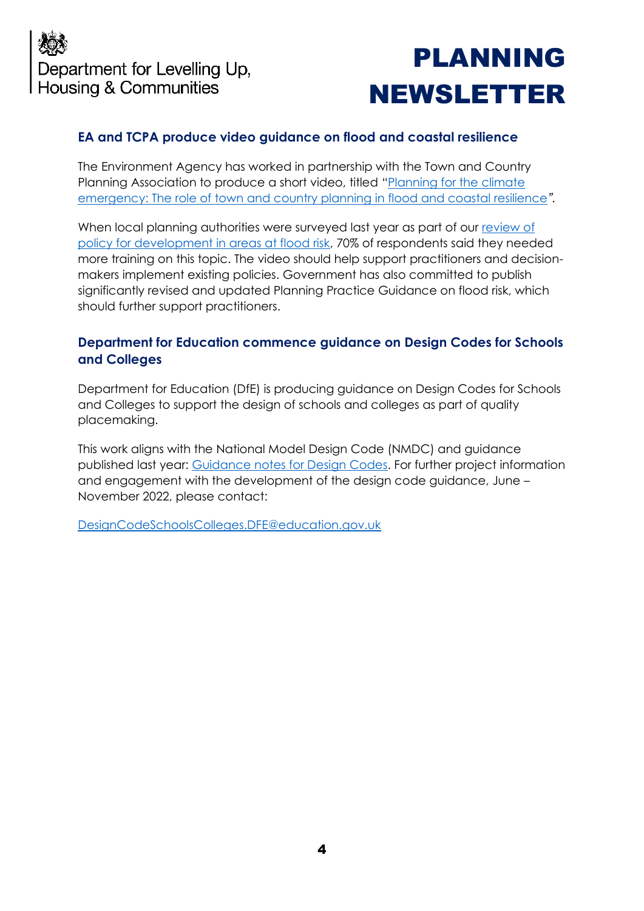## EA and TCPA produce video guidance on flood and coastal resilience

The Environment Agency has worked in partnership with the Town and Country Planning Association to produce a short video, titled "Planning for the climate emergency: The role of town and country planning in flood and coastal resilience".

When local planning authorities were surveyed last year as part of our review of policy for development in areas at flood risk, 70% of respondents said they needed more training on this topic. The video should help support practitioners and decision-makers implement existing policies. Government has also committed to publish significantly revised and updated Planning Practice Guidance on flood risk, which should further support practitioners.

## Department for Education commence guidance on Design Codes for Schools and Colleges

Department for Education (DfE) is producing guidance on Design Codes for Schools and Colleges to support the design of schools and colleges as part of quality placemaking.

This work aligns with the National Model Design Code (NMDC) and guidance published last year: Guidance notes for Design Codes. For further project information and engagement with the development of the design code guidance, June – November 2022, please contact:

DesignCodeSchoolsColleges.DFE@education.gov.uk